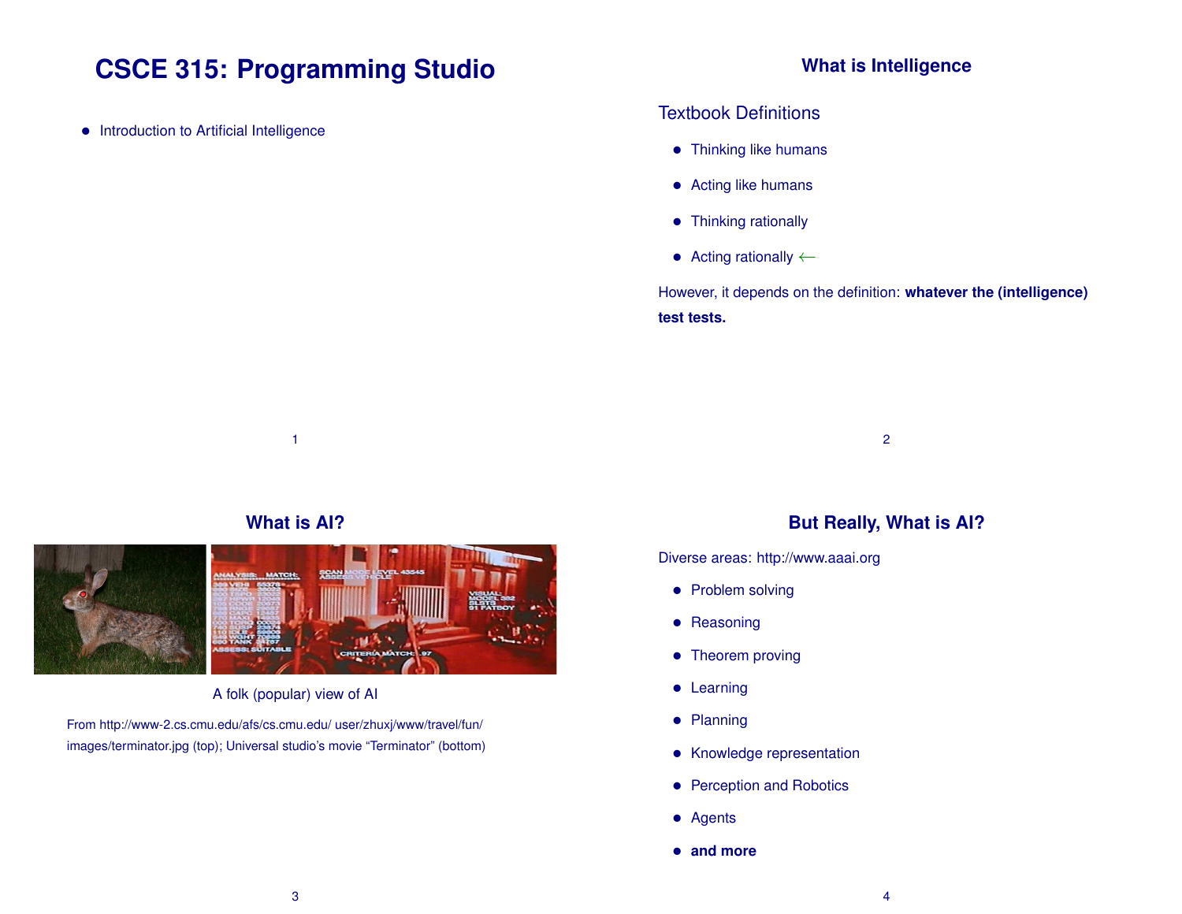# CSCE 315: Programming Studio

- Introduction to Artificial Intelligence

## What is Intelligence

### Textbook Definitions

- Thinking like humans
- Acting like humans
- Thinking rationally
- Acting rationally ←

However, it depends on the definition: **whatever the (intelligence) test tests.**

## What is AI?

A folk (popular) view of AI

From http://www-2.cs.cmu.edu/afs/cs.cmu.edu/ user/zhuxj/www/travel/fun/ images/terminator.jpg (top); Universal studio's movie "Terminator" (bottom)

## But Really, What is AI?

Diverse areas: http://www.aaai.org

- Problem solving
- Reasoning
- Theorem proving
- Learning
- Planning
- Knowledge representation
- Perception and Robotics
- Agents
- **and more**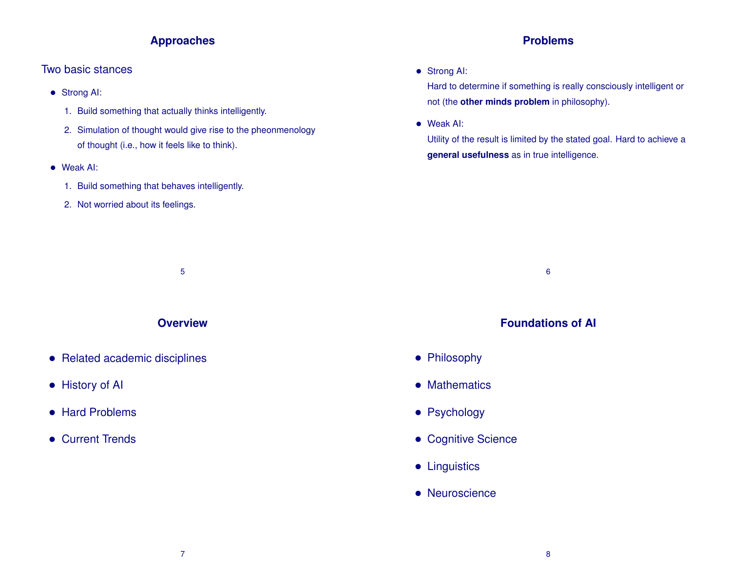## Approaches

Two basic stances

- Strong AI:
  1. Build something that actually thinks intelligently.
  2. Simulation of thought would give rise to the pheonmenology of thought (i.e., how it feels like to think).
- Weak AI:
  1. Build something that behaves intelligently.
  2. Not worried about its feelings.

## Problems

- Strong AI:
  Hard to determine if something is really consciously intelligent or not (the **other minds problem** in philosophy).
- Weak AI:
  Utility of the result is limited by the stated goal. Hard to achieve a **general usefulness** as in true intelligence.

## Overview

- Related academic disciplines
- History of AI
- Hard Problems
- Current Trends

## Foundations of AI

- Philosophy
- Mathematics
- Psychology
- Cognitive Science
- Linguistics
- Neuroscience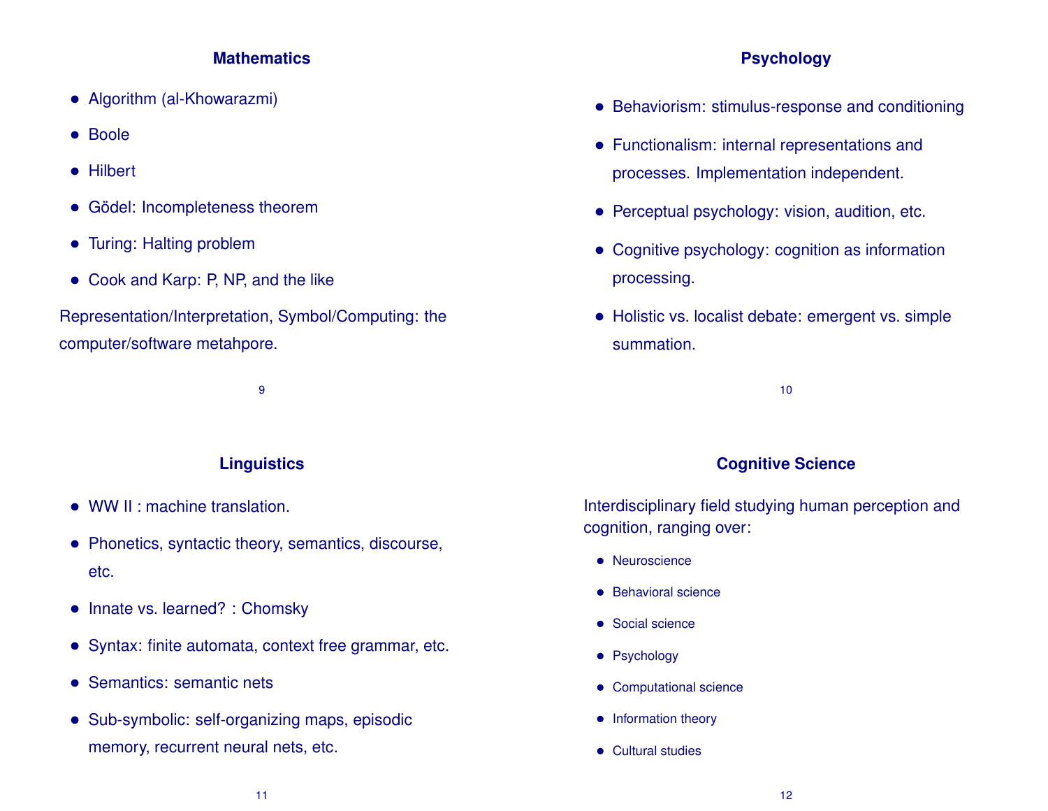## Mathematics

- Algorithm (al-Khowarazmi)
- Boole
- Hilbert
- Gödel: Incompleteness theorem
- Turing: Halting problem
- Cook and Karp: P, NP, and the like

Representation/Interpretation, Symbol/Computing: the computer/software metahpore.

## Psychology

- Behaviorism: stimulus-response and conditioning
- Functionalism: internal representations and processes. Implementation independent.
- Perceptual psychology: vision, audition, etc.
- Cognitive psychology: cognition as information processing.
- Holistic vs. localist debate: emergent vs. simple summation.

## Linguistics

- WW II : machine translation.
- Phonetics, syntactic theory, semantics, discourse, etc.
- Innate vs. learned? : Chomsky
- Syntax: finite automata, context free grammar, etc.
- Semantics: semantic nets
- Sub-symbolic: self-organizing maps, episodic memory, recurrent neural nets, etc.

## Cognitive Science

Interdisciplinary field studying human perception and cognition, ranging over:

- Neuroscience
- Behavioral science
- Social science
- Psychology
- Computational science
- Information theory
- Cultural studies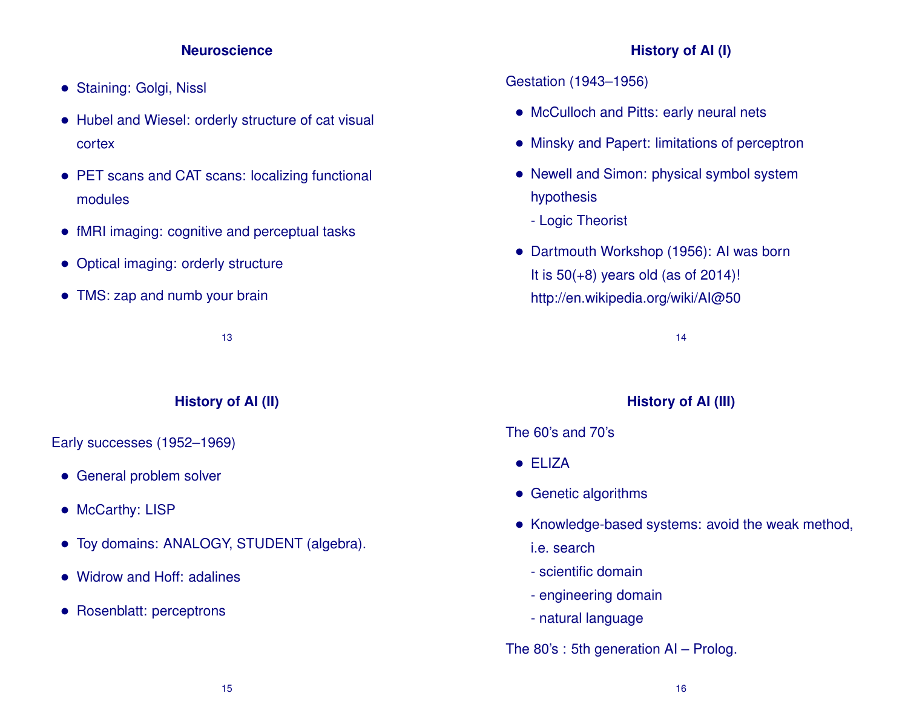## Neuroscience

- Staining: Golgi, Nissl
- Hubel and Wiesel: orderly structure of cat visual cortex
- PET scans and CAT scans: localizing functional modules
- fMRI imaging: cognitive and perceptual tasks
- Optical imaging: orderly structure
- TMS: zap and numb your brain

## History of AI (I)

Gestation (1943–1956)

- McCulloch and Pitts: early neural nets
- Minsky and Papert: limitations of perceptron
- Newell and Simon: physical symbol system hypothesis
  - Logic Theorist
- Dartmouth Workshop (1956): AI was born
  It is 50(+8) years old (as of 2014)!
  http://en.wikipedia.org/wiki/AI@50

## History of AI (II)

Early successes (1952–1969)

- General problem solver
- McCarthy: LISP
- Toy domains: ANALOGY, STUDENT (algebra).
- Widrow and Hoff: adalines
- Rosenblatt: perceptrons

## History of AI (III)

The 60's and 70's

- ELIZA
- Genetic algorithms
- Knowledge-based systems: avoid the weak method, i.e. search
  - scientific domain
  - engineering domain
  - natural language

The 80's : 5th generation AI – Prolog.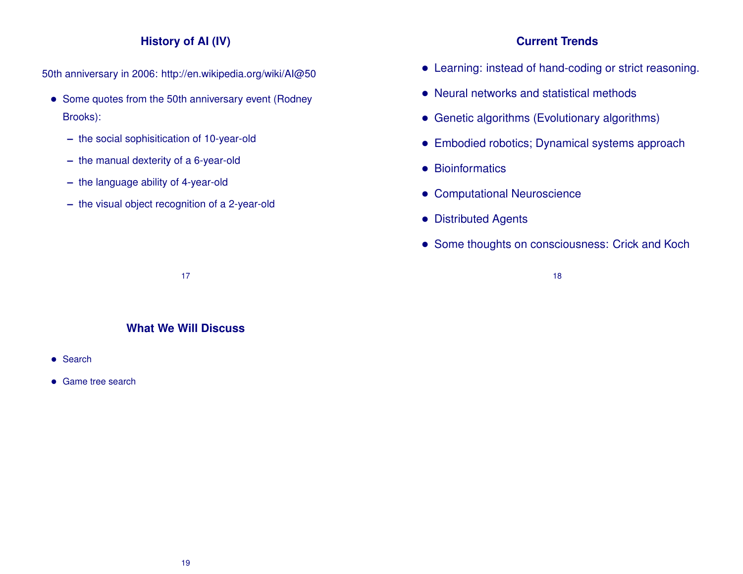## History of AI (IV)

50th anniversary in 2006: http://en.wikipedia.org/wiki/AI@50

- Some quotes from the 50th anniversary event (Rodney Brooks):
  - the social sophisitication of 10-year-old
  - the manual dexterity of a 6-year-old
  - the language ability of 4-year-old
  - the visual object recognition of a 2-year-old

## Current Trends

- Learning: instead of hand-coding or strict reasoning.
- Neural networks and statistical methods
- Genetic algorithms (Evolutionary algorithms)
- Embodied robotics; Dynamical systems approach
- Bioinformatics
- Computational Neuroscience
- Distributed Agents
- Some thoughts on consciousness: Crick and Koch

## What We Will Discuss

- Search
- Game tree search